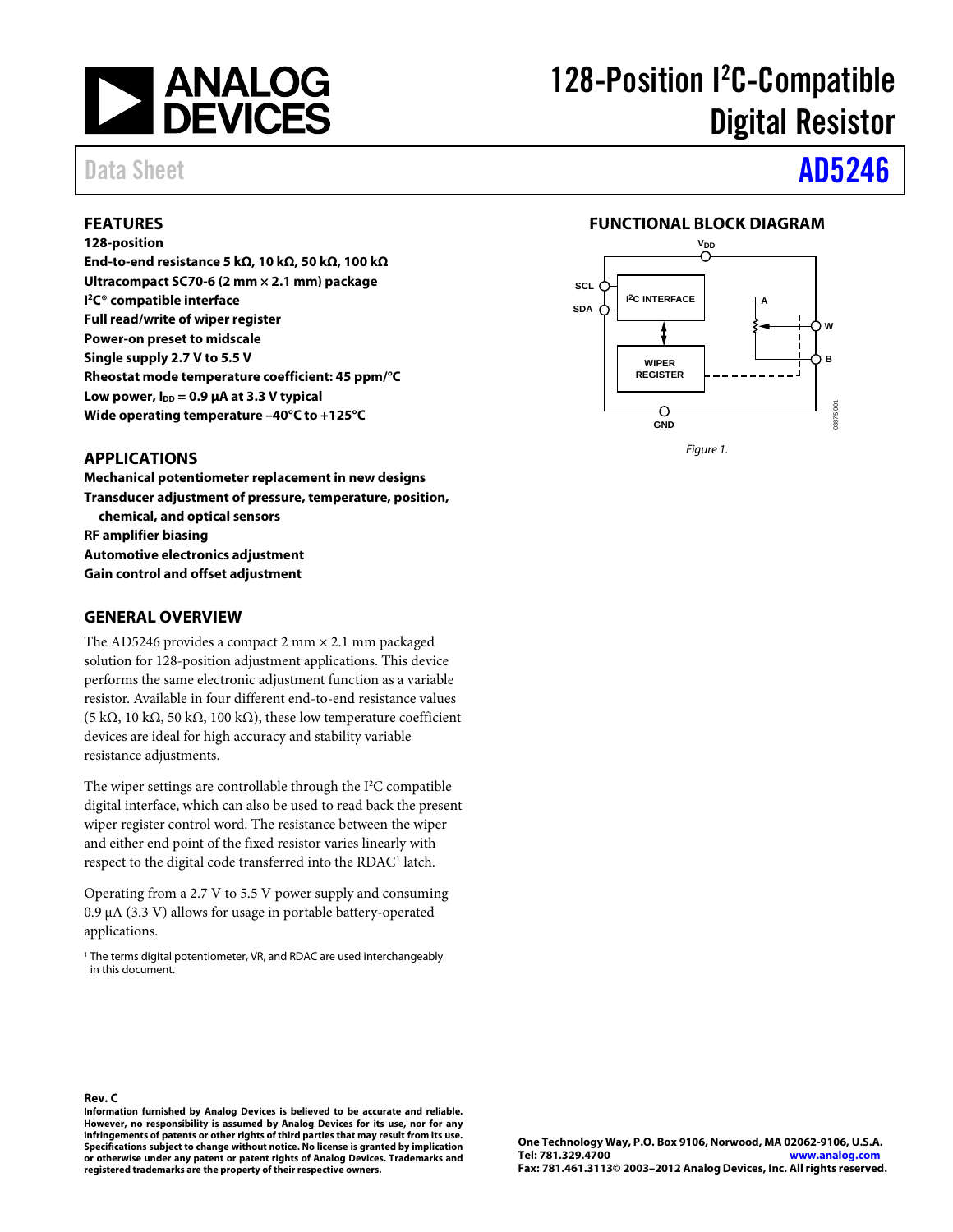# 128-Position I²C-Compatible Digital Resistor

Data Sheet **AD5246**

## FEATURES

**128-position**
**End-to-end resistance 5 kΩ, 10 kΩ, 50 kΩ, 100 kΩ**
**Ultracompact SC70-6 (2 mm × 2.1 mm) package**
**I²C® compatible interface**
**Full read/write of wiper register**
**Power-on preset to midscale**
**Single supply 2.7 V to 5.5 V**
**Rheostat mode temperature coefficient: 45 ppm/°C**
**Low power, $I_{DD}$ = 0.9 μA at 3.3 V typical**
**Wide operating temperature –40°C to +125°C**

## APPLICATIONS

**Mechanical potentiometer replacement in new designs**
**Transducer adjustment of pressure, temperature, position, chemical, and optical sensors**
**RF amplifier biasing**
**Automotive electronics adjustment**
**Gain control and offset adjustment**

## GENERAL OVERVIEW

The AD5246 provides a compact 2 mm × 2.1 mm packaged solution for 128-position adjustment applications. This device performs the same electronic adjustment function as a variable resistor. Available in four different end-to-end resistance values (5 kΩ, 10 kΩ, 50 kΩ, 100 kΩ), these low temperature coefficient devices are ideal for high accuracy and stability variable resistance adjustments.

The wiper settings are controllable through the I²C compatible digital interface, which can also be used to read back the present wiper register control word. The resistance between the wiper and either end point of the fixed resistor varies linearly with respect to the digital code transferred into the RDAC[1] latch.

Operating from a 2.7 V to 5.5 V power supply and consuming 0.9 μA (3.3 V) allows for usage in portable battery-operated applications.

[1] The terms digital potentiometer, VR, and RDAC are used interchangeably in this document.

## FUNCTIONAL BLOCK DIAGRAM

Figure 1.

**Rev. C**
**Information furnished by Analog Devices is believed to be accurate and reliable. However, no responsibility is assumed by Analog Devices for its use, nor for any infringements of patents or other rights of third parties that may result from its use. Specifications subject to change without notice. No license is granted by implication or otherwise under any patent or patent rights of Analog Devices. Trademarks and registered trademarks are the property of their respective owners.**

**One Technology Way, P.O. Box 9106, Norwood, MA 02062-9106, U.S.A.**
**Tel: 781.329.4700 www.analog.com**
**Fax: 781.461.3113 © 2003–2012 Analog Devices, Inc. All rights reserved.**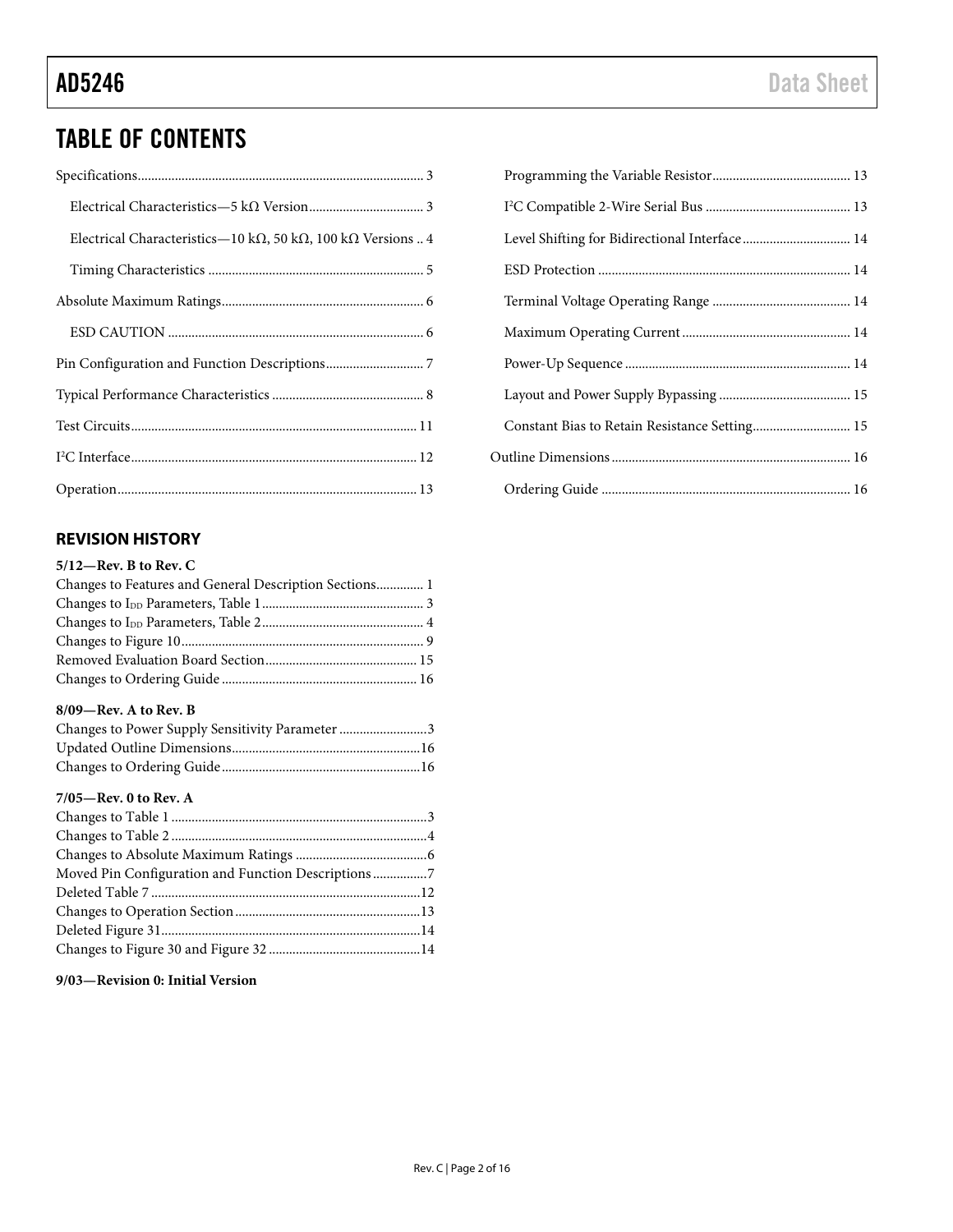# TABLE OF CONTENTS

Specifications ..... 3
- Electrical Characteristics—5 kΩ Version ..... 3
- Electrical Characteristics—10 kΩ, 50 kΩ, 100 kΩ Versions ..... 4
- Timing Characteristics ..... 5

Absolute Maximum Ratings ..... 6
- ESD CAUTION ..... 6

Pin Configuration and Function Descriptions ..... 7

Typical Performance Characteristics ..... 8

Test Circuits ..... 11

I²C Interface ..... 12

Operation ..... 13
- Programming the Variable Resistor ..... 13
- I²C Compatible 2-Wire Serial Bus ..... 13
- Level Shifting for Bidirectional Interface ..... 14
- ESD Protection ..... 14
- Terminal Voltage Operating Range ..... 14
- Maximum Operating Current ..... 14
- Power-Up Sequence ..... 14
- Layout and Power Supply Bypassing ..... 15
- Constant Bias to Retain Resistance Setting ..... 15

Outline Dimensions ..... 16
- Ordering Guide ..... 16

## REVISION HISTORY

**5/12—Rev. B to Rev. C**

Changes to Features and General Description Sections ..... 1
Changes to $I_{DD}$ Parameters, Table 1 ..... 3
Changes to $I_{DD}$ Parameters, Table 2 ..... 4
Changes to Figure 10 ..... 9
Removed Evaluation Board Section ..... 15
Changes to Ordering Guide ..... 16

**8/09—Rev. A to Rev. B**

Changes to Power Supply Sensitivity Parameter ..... 3
Updated Outline Dimensions ..... 16
Changes to Ordering Guide ..... 16

**7/05—Rev. 0 to Rev. A**

Changes to Table 1 ..... 3
Changes to Table 2 ..... 4
Changes to Absolute Maximum Ratings ..... 6
Moved Pin Configuration and Function Descriptions ..... 7
Deleted Table 7 ..... 12
Changes to Operation Section ..... 13
Deleted Figure 31 ..... 14
Changes to Figure 30 and Figure 32 ..... 14

**9/03—Revision 0: Initial Version**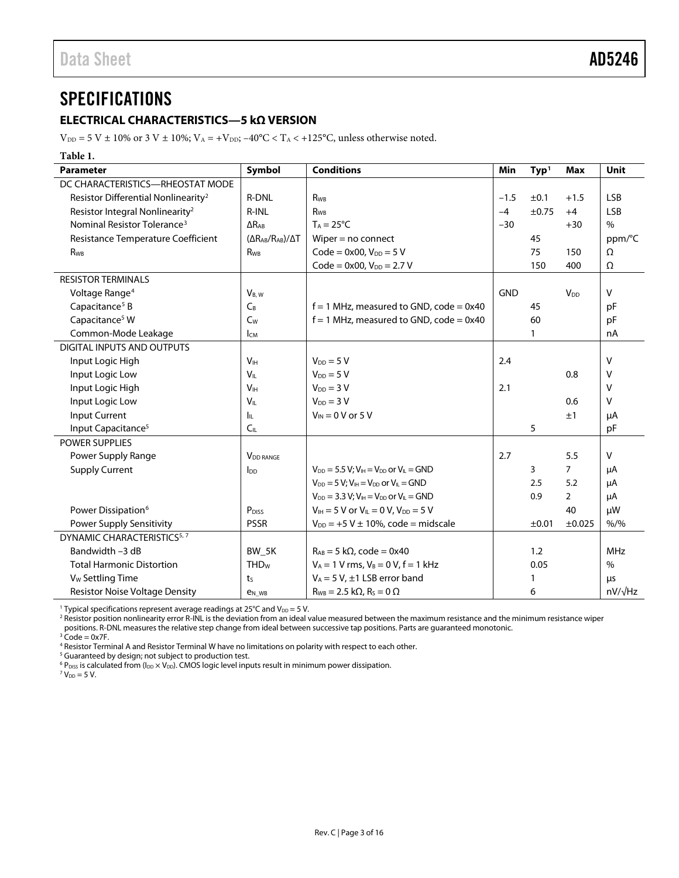# SPECIFICATIONS

## ELECTRICAL CHARACTERISTICS—5 kΩ VERSION

$V_{DD}$ = 5 V ± 10% or 3 V ± 10%; $V_A$ = $+V_{DD}$; −40°C < $T_A$ < +125°C, unless otherwise noted.

**Table 1.**

| Parameter | Symbol | Conditions | Min | Typ[1] | Max | Unit |
|---|---|---|---|---|---|---|
| DC CHARACTERISTICS—RHEOSTAT MODE | | | | | | |
| Resistor Differential Nonlinearity[2] | R-DNL | $R_{WB}$ | −1.5 | ±0.1 | +1.5 | LSB |
| Resistor Integral Nonlinearity[2] | R-INL | $R_{WB}$ | −4 | ±0.75 | +4 | LSB |
| Nominal Resistor Tolerance[3] | $\Delta R_{AB}$ | $T_A$ = 25°C | −30 | | +30 | % |
| Resistance Temperature Coefficient | $(\Delta R_{AB}/R_{AB})/\Delta T$ | Wiper = no connect | | 45 | | ppm/°C |
| $R_{WB}$ | $R_{WB}$ | Code = 0x00, $V_{DD}$ = 5 V | | 75 | 150 | Ω |
| | | Code = 0x00, $V_{DD}$ = 2.7 V | | 150 | 400 | Ω |
| RESISTOR TERMINALS | | | | | | |
| Voltage Range[4] | $V_{B, W}$ | | GND | | $V_{DD}$ | V |
| Capacitance[5] B | $C_B$ | f = 1 MHz, measured to GND, code = 0x40 | | 45 | | pF |
| Capacitance[5] W | $C_W$ | f = 1 MHz, measured to GND, code = 0x40 | | 60 | | pF |
| Common-Mode Leakage | $I_{CM}$ | | | 1 | | nA |
| DIGITAL INPUTS AND OUTPUTS | | | | | | |
| Input Logic High | $V_{IH}$ | $V_{DD}$ = 5 V | 2.4 | | | V |
| Input Logic Low | $V_{IL}$ | $V_{DD}$ = 5 V | | | 0.8 | V |
| Input Logic High | $V_{IH}$ | $V_{DD}$ = 3 V | 2.1 | | | V |
| Input Logic Low | $V_{IL}$ | $V_{DD}$ = 3 V | | | 0.6 | V |
| Input Current | $I_{IL}$ | $V_{IN}$ = 0 V or 5 V | | | ±1 | µA |
| Input Capacitance[5] | $C_{IL}$ | | | 5 | | pF |
| POWER SUPPLIES | | | | | | |
| Power Supply Range | $V_{DD\ RANGE}$ | | 2.7 | | 5.5 | V |
| Supply Current | $I_{DD}$ | $V_{DD}$ = 5.5 V; $V_{IH}$ = $V_{DD}$ or $V_{IL}$ = GND | | 3 | 7 | µA |
| | | $V_{DD}$ = 5 V; $V_{IH}$ = $V_{DD}$ or $V_{IL}$ = GND | | 2.5 | 5.2 | µA |
| | | $V_{DD}$ = 3.3 V; $V_{IH}$ = $V_{DD}$ or $V_{IL}$ = GND | | 0.9 | 2 | µA |
| Power Dissipation[6] | $P_{DISS}$ | $V_{IH}$ = 5 V or $V_{IL}$ = 0 V, $V_{DD}$ = 5 V | | | 40 | µW |
| Power Supply Sensitivity | PSSR | $V_{DD}$ = +5 V ± 10%, code = midscale | | ±0.01 | ±0.025 | %/% |
| DYNAMIC CHARACTERISTICS[5, 7] | | | | | | |
| Bandwidth −3 dB | BW_5K | $R_{AB}$ = 5 kΩ, code = 0x40 | | 1.2 | | MHz |
| Total Harmonic Distortion | $THD_W$ | $V_A$ = 1 V rms, $V_B$ = 0 V, f = 1 kHz | | 0.05 | | % |
| $V_W$ Settling Time | $t_S$ | $V_A$ = 5 V, ±1 LSB error band | | 1 | | µs |
| Resistor Noise Voltage Density | $e_{N\_WB}$ | $R_{WB}$ = 2.5 kΩ, $R_S$ = 0 Ω | | 6 | | nV/√Hz |

[1] Typical specifications represent average readings at 25°C and $V_{DD}$ = 5 V.
[2] Resistor position nonlinearity error R-INL is the deviation from an ideal value measured between the maximum resistance and the minimum resistance wiper positions. R-DNL measures the relative step change from ideal between successive tap positions. Parts are guaranteed monotonic.
[3] Code = 0x7F.
[4] Resistor Terminal A and Resistor Terminal W have no limitations on polarity with respect to each other.
[5] Guaranteed by design; not subject to production test.
[6] $P_{DISS}$ is calculated from ($I_{DD}$ × $V_{DD}$). CMOS logic level inputs result in minimum power dissipation.
[7] $V_{DD}$ = 5 V.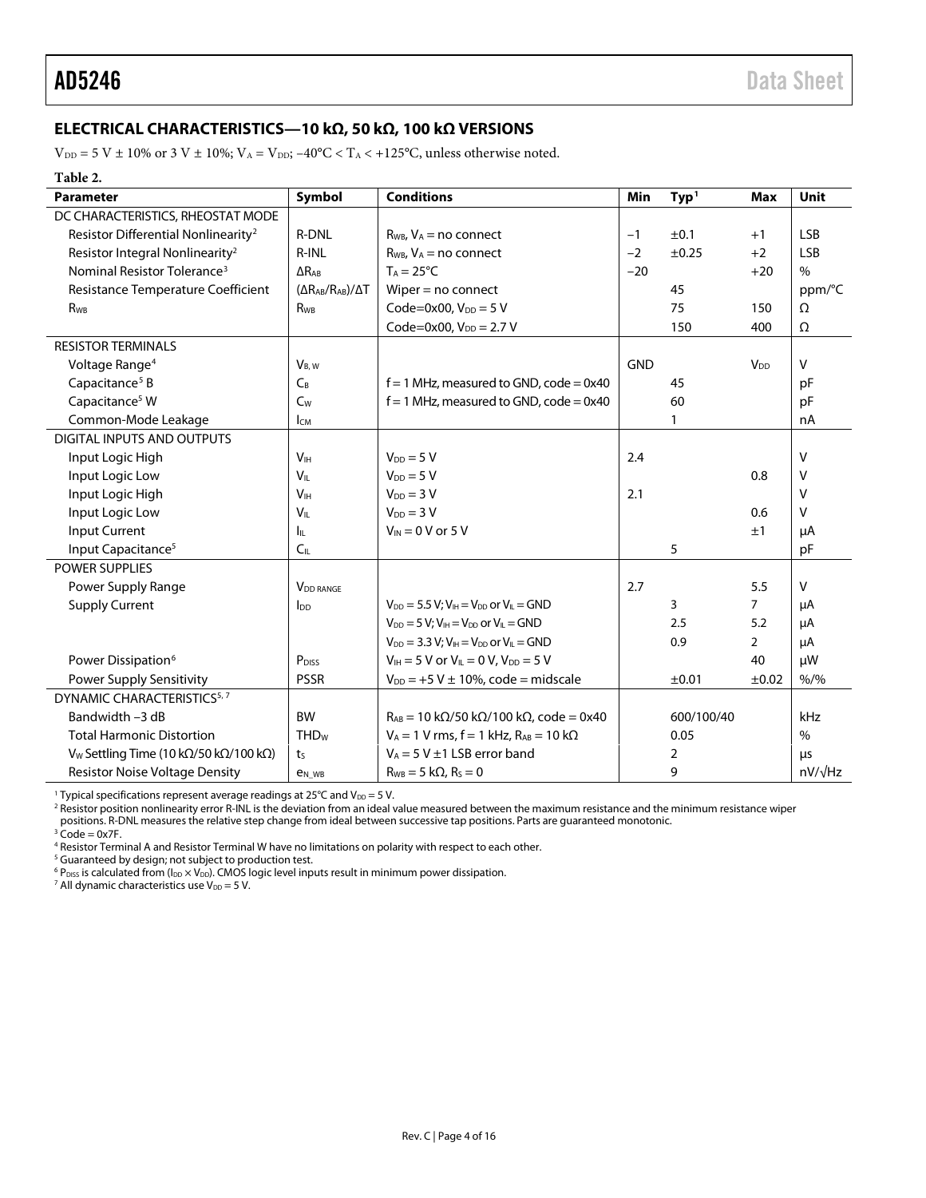## ELECTRICAL CHARACTERISTICS—10 kΩ, 50 kΩ, 100 kΩ VERSIONS

$V_{DD}$ = 5 V ± 10% or 3 V ± 10%; $V_A$ = $V_{DD}$; −40°C < $T_A$ < +125°C, unless otherwise noted.

**Table 2.**

| Parameter | Symbol | Conditions | Min | Typ[1] | Max | Unit |
|---|---|---|---|---|---|---|
| DC CHARACTERISTICS, RHEOSTAT MODE | | | | | | |
| Resistor Differential Nonlinearity[2] | R-DNL | $R_{WB}$, $V_A$ = no connect | −1 | ±0.1 | +1 | LSB |
| Resistor Integral Nonlinearity[2] | R-INL | $R_{WB}$, $V_A$ = no connect | −2 | ±0.25 | +2 | LSB |
| Nominal Resistor Tolerance[3] | $\Delta R_{AB}$ | $T_A$ = 25°C | −20 | | +20 | % |
| Resistance Temperature Coefficient | $(\Delta R_{AB}/R_{AB})/\Delta T$ | Wiper = no connect | | 45 | | ppm/°C |
| $R_{WB}$ | $R_{WB}$ | Code=0x00, $V_{DD}$ = 5 V | | 75 | 150 | Ω |
| | | Code=0x00, $V_{DD}$ = 2.7 V | | 150 | 400 | Ω |
| RESISTOR TERMINALS | | | | | | |
| Voltage Range[4] | $V_{B, W}$ | | GND | | $V_{DD}$ | V |
| Capacitance[5] B | $C_B$ | f = 1 MHz, measured to GND, code = 0x40 | | 45 | | pF |
| Capacitance[5] W | $C_W$ | f = 1 MHz, measured to GND, code = 0x40 | | 60 | | pF |
| Common-Mode Leakage | $I_{CM}$ | | | 1 | | nA |
| DIGITAL INPUTS AND OUTPUTS | | | | | | |
| Input Logic High | $V_{IH}$ | $V_{DD}$ = 5 V | 2.4 | | | V |
| Input Logic Low | $V_{IL}$ | $V_{DD}$ = 5 V | | | 0.8 | V |
| Input Logic High | $V_{IH}$ | $V_{DD}$ = 3 V | 2.1 | | | V |
| Input Logic Low | $V_{IL}$ | $V_{DD}$ = 3 V | | | 0.6 | V |
| Input Current | $I_{IL}$ | $V_{IN}$ = 0 V or 5 V | | | ±1 | µA |
| Input Capacitance[5] | $C_{IL}$ | | | 5 | | pF |
| POWER SUPPLIES | | | | | | |
| Power Supply Range | $V_{DD\ RANGE}$ | | 2.7 | | 5.5 | V |
| Supply Current | $I_{DD}$ | $V_{DD}$ = 5.5 V; $V_{IH}$ = $V_{DD}$ or $V_{IL}$ = GND | | 3 | 7 | µA |
| | | $V_{DD}$ = 5 V; $V_{IH}$ = $V_{DD}$ or $V_{IL}$ = GND | | 2.5 | 5.2 | µA |
| | | $V_{DD}$ = 3.3 V; $V_{IH}$ = $V_{DD}$ or $V_{IL}$ = GND | | 0.9 | 2 | µA |
| Power Dissipation[6] | $P_{DISS}$ | $V_{IH}$ = 5 V or $V_{IL}$ = 0 V, $V_{DD}$ = 5 V | | | 40 | µW |
| Power Supply Sensitivity | PSSR | $V_{DD}$ = +5 V ± 10%, code = midscale | | ±0.01 | ±0.02 | %/% |
| DYNAMIC CHARACTERISTICS[5, 7] | | | | | | |
| Bandwidth −3 dB | BW | $R_{AB}$ = 10 kΩ/50 kΩ/100 kΩ, code = 0x40 | | 600/100/40 | | kHz |
| Total Harmonic Distortion | $THD_W$ | $V_A$ = 1 V rms, f = 1 kHz, $R_{AB}$ = 10 kΩ | | 0.05 | | % |
| $V_W$ Settling Time (10 kΩ/50 kΩ/100 kΩ) | $t_S$ | $V_A$ = 5 V ±1 LSB error band | | 2 | | µs |
| Resistor Noise Voltage Density | $e_{N\_WB}$ | $R_{WB}$ = 5 kΩ, $R_S$ = 0 | | 9 | | nV/√Hz |

[1] Typical specifications represent average readings at 25°C and $V_{DD}$ = 5 V.
[2] Resistor position nonlinearity error R-INL is the deviation from an ideal value measured between the maximum resistance and the minimum resistance wiper positions. R-DNL measures the relative step change from ideal between successive tap positions. Parts are guaranteed monotonic.
[3] Code = 0x7F.
[4] Resistor Terminal A and Resistor Terminal W have no limitations on polarity with respect to each other.
[5] Guaranteed by design; not subject to production test.
[6] $P_{DISS}$ is calculated from ($I_{DD}$ × $V_{DD}$). CMOS logic level inputs result in minimum power dissipation.
[7] All dynamic characteristics use $V_{DD}$ = 5 V.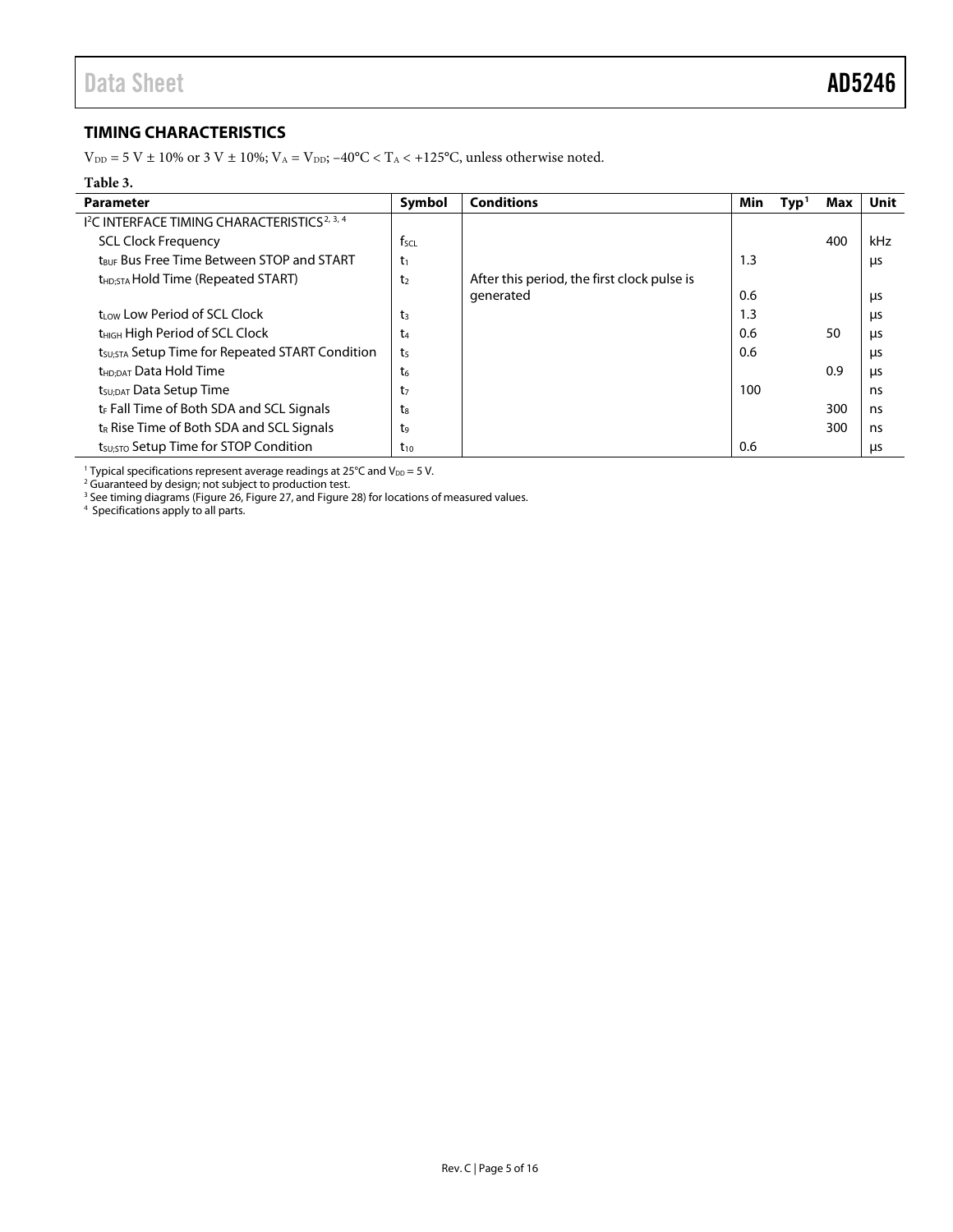## TIMING CHARACTERISTICS

$V_{DD}$ = 5 V ± 10% or 3 V ± 10%; $V_A$ = $V_{DD}$; −40°C < $T_A$ < +125°C, unless otherwise noted.

**Table 3.**

| Parameter | Symbol | Conditions | Min | Typ[1] | Max | Unit |
|---|---|---|---|---|---|---|
| I²C INTERFACE TIMING CHARACTERISTICS[2, 3, 4] | | | | | | |
| SCL Clock Frequency | $f_{SCL}$ | | | | 400 | kHz |
| $t_{BUF}$ Bus Free Time Between STOP and START | $t_1$ | | 1.3 | | | µs |
| $t_{HD;STA}$ Hold Time (Repeated START) | $t_2$ | After this period, the first clock pulse is generated | 0.6 | | | µs |
| $t_{LOW}$ Low Period of SCL Clock | $t_3$ | | 1.3 | | | µs |
| $t_{HIGH}$ High Period of SCL Clock | $t_4$ | | 0.6 | | 50 | µs |
| $t_{SU;STA}$ Setup Time for Repeated START Condition | $t_5$ | | 0.6 | | | µs |
| $t_{HD;DAT}$ Data Hold Time | $t_6$ | | | | 0.9 | µs |
| $t_{SU;DAT}$ Data Setup Time | $t_7$ | | 100 | | | ns |
| $t_F$ Fall Time of Both SDA and SCL Signals | $t_8$ | | | | 300 | ns |
| $t_R$ Rise Time of Both SDA and SCL Signals | $t_9$ | | | | 300 | ns |
| $t_{SU;STO}$ Setup Time for STOP Condition | $t_{10}$ | | 0.6 | | | µs |

[1] Typical specifications represent average readings at 25°C and $V_{DD}$ = 5 V.
[2] Guaranteed by design; not subject to production test.
[3] See timing diagrams (Figure 26, Figure 27, and Figure 28) for locations of measured values.
[4] Specifications apply to all parts.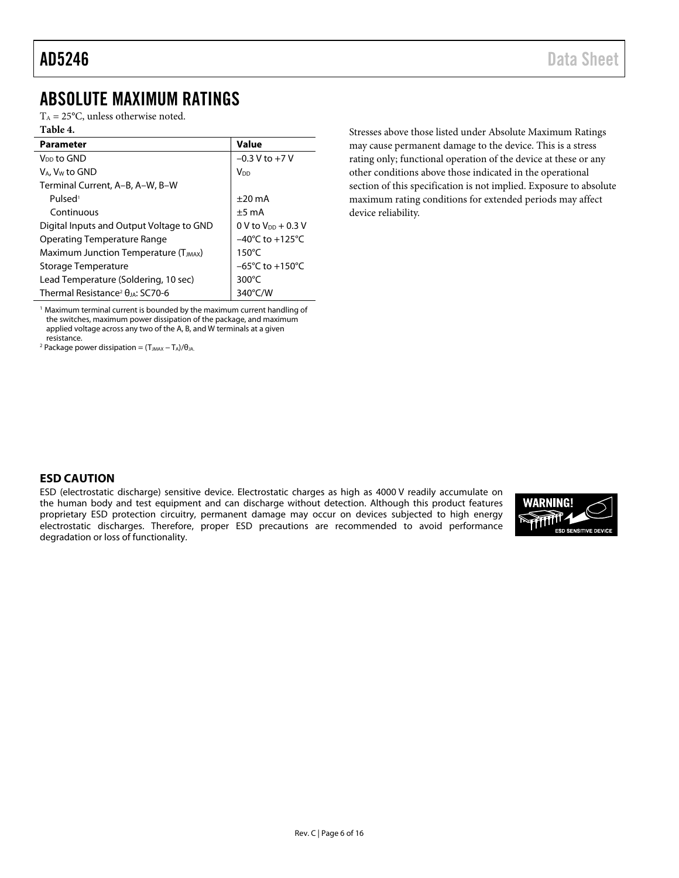## ABSOLUTE MAXIMUM RATINGS

$T_A$ = 25°C, unless otherwise noted.

**Table 4.**

| Parameter | Value |
|---|---|
| $V_{DD}$ to GND | −0.3 V to +7 V |
| $V_A$, $V_W$ to GND | $V_{DD}$ |
| Terminal Current, A–B, A–W, B–W | |
| Pulsed[1] | ±20 mA |
| Continuous | ±5 mA |
| Digital Inputs and Output Voltage to GND | 0 V to $V_{DD}$ + 0.3 V |
| Operating Temperature Range | −40°C to +125°C |
| Maximum Junction Temperature ($T_{JMAX}$) | 150°C |
| Storage Temperature | −65°C to +150°C |
| Lead Temperature (Soldering, 10 sec) | 300°C |
| Thermal Resistance[2] $\theta_{JA}$: SC70-6 | 340°C/W |

[1] Maximum terminal current is bounded by the maximum current handling of the switches, maximum power dissipation of the package, and maximum applied voltage across any two of the A, B, and W terminals at a given resistance.

[2] Package power dissipation = $(T_{JMAX} - T_A)/\theta_{JA}$.

Stresses above those listed under Absolute Maximum Ratings may cause permanent damage to the device. This is a stress rating only; functional operation of the device at these or any other conditions above those indicated in the operational section of this specification is not implied. Exposure to absolute maximum rating conditions for extended periods may affect device reliability.

### ESD CAUTION

ESD (electrostatic discharge) sensitive device. Electrostatic charges as high as 4000 V readily accumulate on the human body and test equipment and can discharge without detection. Although this product features proprietary ESD protection circuitry, permanent damage may occur on devices subjected to high energy electrostatic discharges. Therefore, proper ESD precautions are recommended to avoid performance degradation or loss of functionality.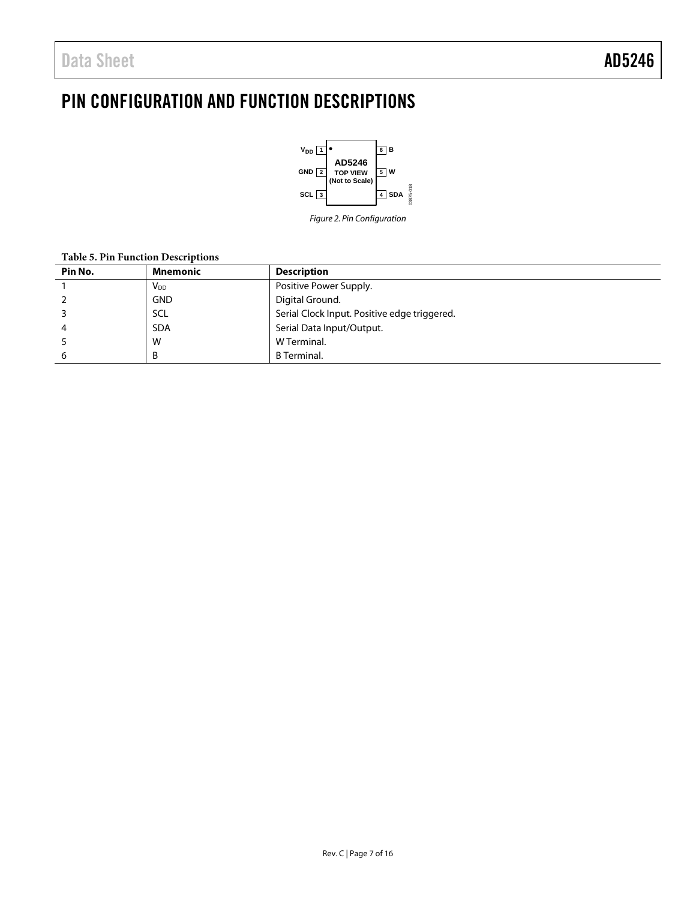# PIN CONFIGURATION AND FUNCTION DESCRIPTIONS

Figure 2. Pin Configuration

**Table 5. Pin Function Descriptions**

| Pin No. | Mnemonic | Description |
|---|---|---|
| 1 | $V_{DD}$ | Positive Power Supply. |
| 2 | GND | Digital Ground. |
| 3 | SCL | Serial Clock Input. Positive edge triggered. |
| 4 | SDA | Serial Data Input/Output. |
| 5 | W | W Terminal. |
| 6 | B | B Terminal. |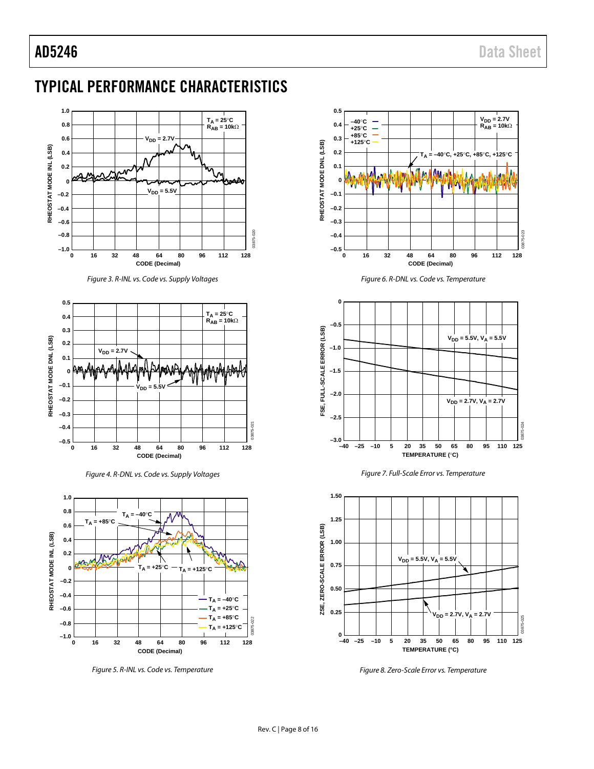# TYPICAL PERFORMANCE CHARACTERISTICS

Figure 3. R-INL vs. Code vs. Supply Voltages

Figure 4. R-DNL vs. Code vs. Supply Voltages

Figure 5. R-INL vs. Code vs. Temperature

Figure 6. R-DNL vs. Code vs. Temperature

Figure 7. Full-Scale Error vs. Temperature

Figure 8. Zero-Scale Error vs. Temperature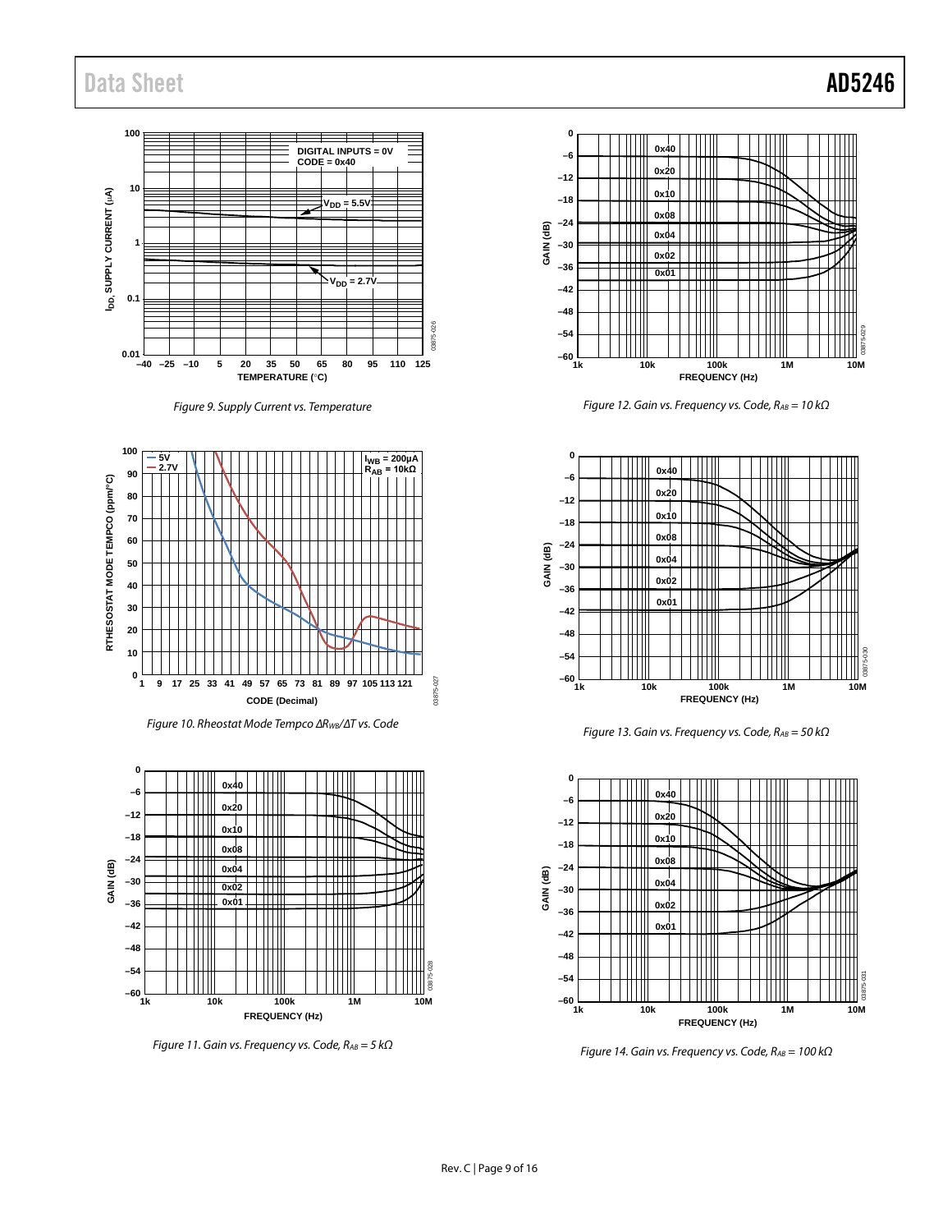Figure 9. Supply Current vs. Temperature

Figure 10. Rheostat Mode Tempco $\Delta R_{WB}/\Delta T$ vs. Code

Figure 11. Gain vs. Frequency vs. Code, $R_{AB}$ = 5 kΩ

Figure 12. Gain vs. Frequency vs. Code, $R_{AB}$ = 10 kΩ

Figure 13. Gain vs. Frequency vs. Code, $R_{AB}$ = 50 kΩ

Figure 14. Gain vs. Frequency vs. Code, $R_{AB}$ = 100 kΩ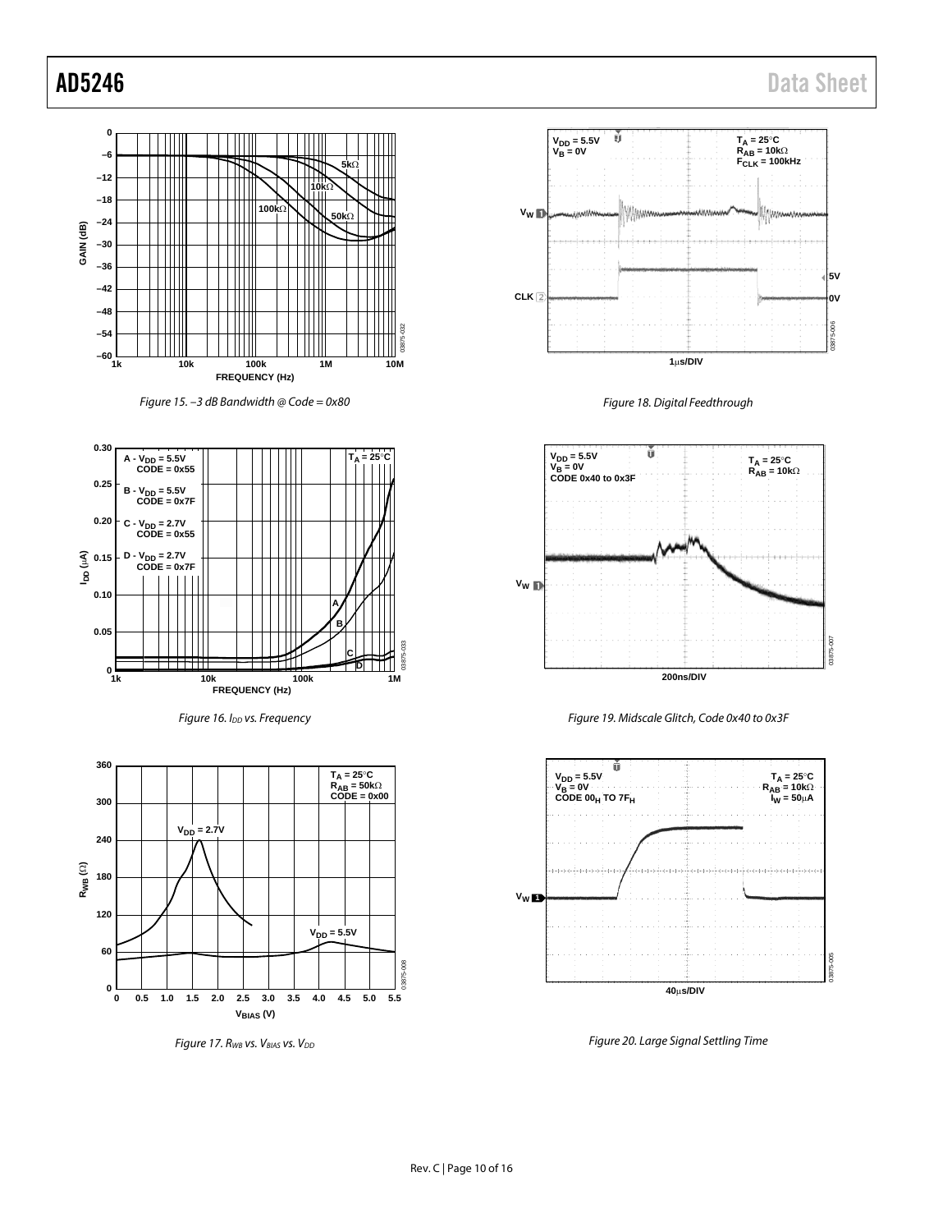Figure 15. −3 dB Bandwidth @ Code = 0x80

Figure 16. $I_{DD}$ vs. Frequency

Figure 17. $R_{WB}$ vs. $V_{BIAS}$ vs. $V_{DD}$

Figure 18. Digital Feedthrough

Figure 19. Midscale Glitch, Code 0x40 to 0x3F

Figure 20. Large Signal Settling Time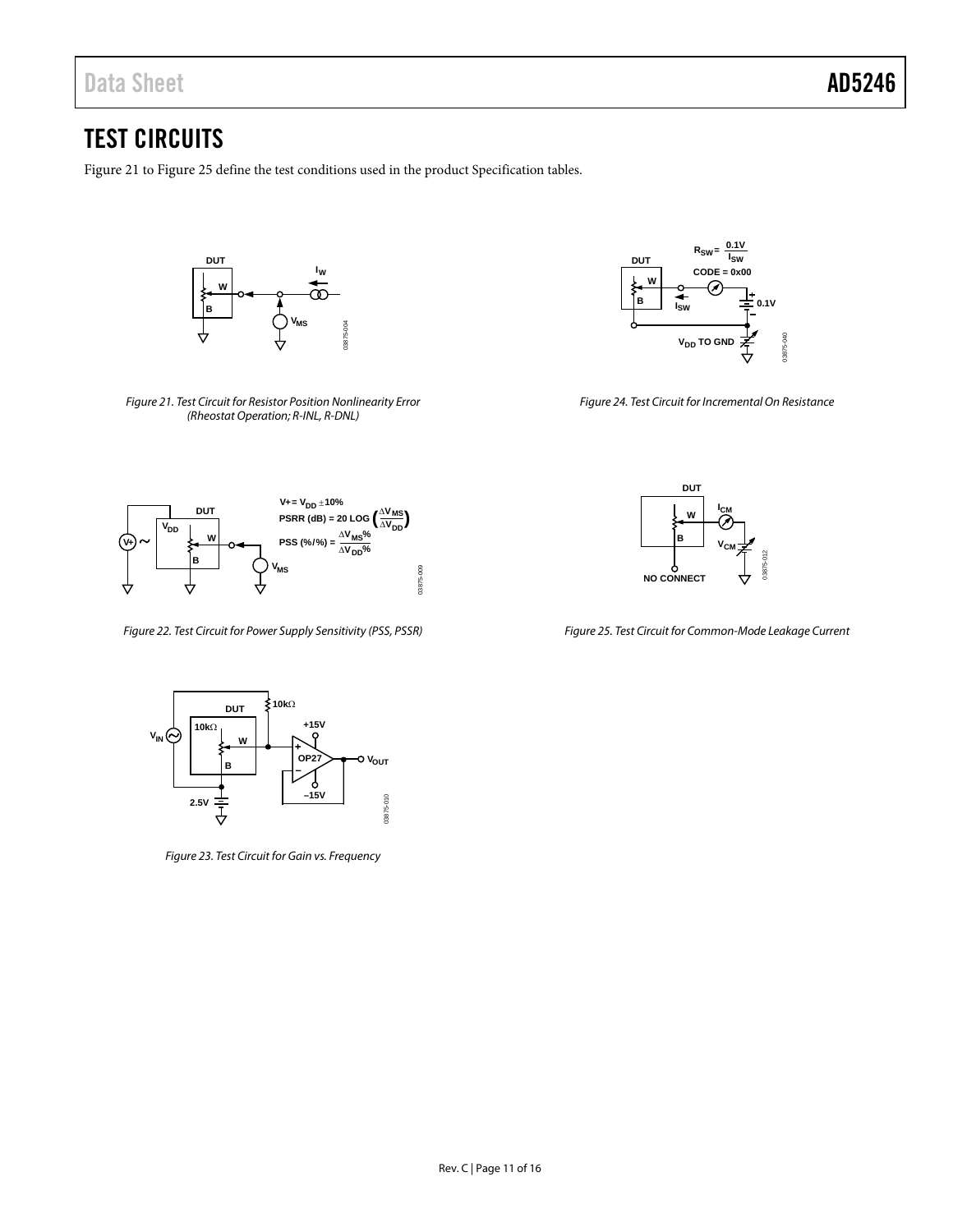# TEST CIRCUITS

Figure 21 to Figure 25 define the test conditions used in the product Specification tables.

*Figure 21. Test Circuit for Resistor Position Nonlinearity Error (Rheostat Operation; R-INL, R-DNL)*

*Figure 22. Test Circuit for Power Supply Sensitivity (PSS, PSSR)*

*Figure 23. Test Circuit for Gain vs. Frequency*

*Figure 24. Test Circuit for Incremental On Resistance*

*Figure 25. Test Circuit for Common-Mode Leakage Current*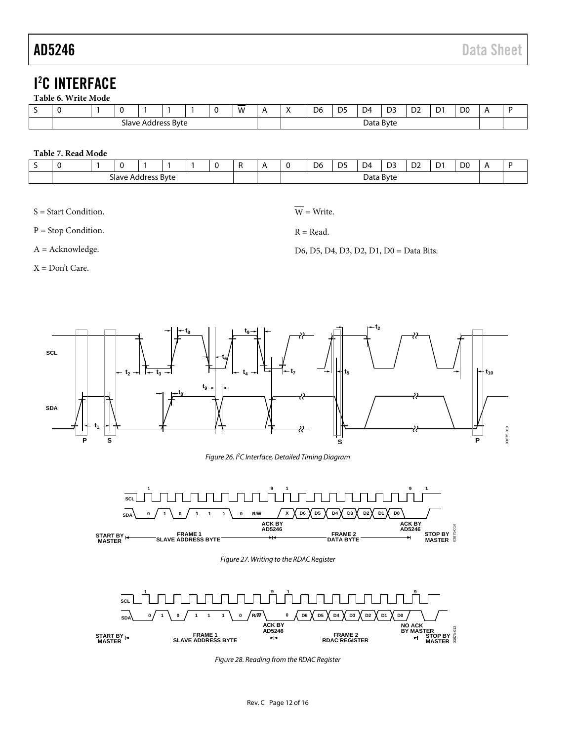# I²C INTERFACE

**Table 6. Write Mode**

| S | 0 | 1 | 0 | 1 | 1 | 1 | 0 | $\overline{W}$ | A | X | D6 | D5 | D4 | D3 | D2 | D1 | D0 | A | P |
|---|---|---|---|---|---|---|---|---|---|---|---|---|---|---|---|---|---|---|---|
| | Slave Address Byte | | | | | | | | | Data Byte | | | | | | | | | |

**Table 7. Read Mode**

| S | 0 | 1 | 0 | 1 | 1 | 1 | 0 | R | A | 0 | D6 | D5 | D4 | D3 | D2 | D1 | D0 | A | P |
|---|---|---|---|---|---|---|---|---|---|---|---|---|---|---|---|---|---|---|---|
| | Slave Address Byte | | | | | | | | | Data Byte | | | | | | | | | |

S = Start Condition.

P = Stop Condition.

A = Acknowledge.

X = Don't Care.

$\overline{W}$ = Write.

R = Read.

D6, D5, D4, D3, D2, D1, D0 = Data Bits.

*Figure 26. I²C Interface, Detailed Timing Diagram*

*Figure 27. Writing to the RDAC Register*

*Figure 28. Reading from the RDAC Register*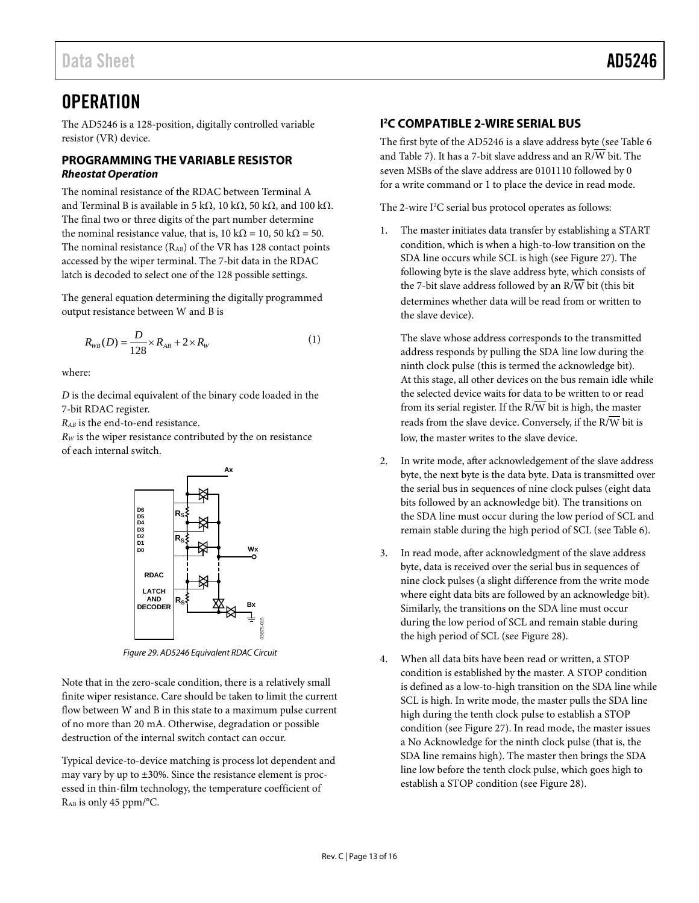// Data Sheet AD5246 header omitted

# OPERATION

The AD5246 is a 128-position, digitally controlled variable resistor (VR) device.

## PROGRAMMING THE VARIABLE RESISTOR

### *Rheostat Operation*

The nominal resistance of the RDAC between Terminal A and Terminal B is available in 5 kΩ, 10 kΩ, 50 kΩ, and 100 kΩ. The final two or three digits of the part number determine the nominal resistance value, that is, 10 kΩ = 10, 50 kΩ = 50. The nominal resistance ($R_{AB}$) of the VR has 128 contact points accessed by the wiper terminal. The 7-bit data in the RDAC latch is decoded to select one of the 128 possible settings.

The general equation determining the digitally programmed output resistance between W and B is

$$R_{WB}(D) = \frac{D}{128} \times R_{AB} + 2 \times R_W \quad (1)$$

where:

*D* is the decimal equivalent of the binary code loaded in the 7-bit RDAC register.

$R_{AB}$ is the end-to-end resistance.

$R_W$ is the wiper resistance contributed by the on resistance of each internal switch.

*Figure 29. AD5246 Equivalent RDAC Circuit*

Note that in the zero-scale condition, there is a relatively small finite wiper resistance. Care should be taken to limit the current flow between W and B in this state to a maximum pulse current of no more than 20 mA. Otherwise, degradation or possible destruction of the internal switch contact can occur.

Typical device-to-device matching is process lot dependent and may vary by up to ±30%. Since the resistance element is processed in thin-film technology, the temperature coefficient of $R_{AB}$ is only 45 ppm/°C.

## I²C COMPATIBLE 2-WIRE SERIAL BUS

The first byte of the AD5246 is a slave address byte (see Table 6 and Table 7). It has a 7-bit slave address and an R/$\overline{W}$ bit. The seven MSBs of the slave address are 0101110 followed by 0 for a write command or 1 to place the device in read mode.

The 2-wire I²C serial bus protocol operates as follows:

1. The master initiates data transfer by establishing a START condition, which is when a high-to-low transition on the SDA line occurs while SCL is high (see Figure 27). The following byte is the slave address byte, which consists of the 7-bit slave address followed by an R/$\overline{W}$ bit (this bit determines whether data will be read from or written to the slave device).

   The slave whose address corresponds to the transmitted address responds by pulling the SDA line low during the ninth clock pulse (this is termed the acknowledge bit). At this stage, all other devices on the bus remain idle while the selected device waits for data to be written to or read from its serial register. If the R/$\overline{W}$ bit is high, the master reads from the slave device. Conversely, if the R/$\overline{W}$ bit is low, the master writes to the slave device.

2. In write mode, after acknowledgement of the slave address byte, the next byte is the data byte. Data is transmitted over the serial bus in sequences of nine clock pulses (eight data bits followed by an acknowledge bit). The transitions on the SDA line must occur during the low period of SCL and remain stable during the high period of SCL (see Table 6).

3. In read mode, after acknowledgment of the slave address byte, data is received over the serial bus in sequences of nine clock pulses (a slight difference from the write mode where eight data bits are followed by an acknowledge bit). Similarly, the transitions on the SDA line must occur during the low period of SCL and remain stable during the high period of SCL (see Figure 28).

4. When all data bits have been read or written, a STOP condition is established by the master. A STOP condition is defined as a low-to-high transition on the SDA line while SCL is high. In write mode, the master pulls the SDA line high during the tenth clock pulse to establish a STOP condition (see Figure 27). In read mode, the master issues a No Acknowledge for the ninth clock pulse (that is, the SDA line remains high). The master then brings the SDA line low before the tenth clock pulse, which goes high to establish a STOP condition (see Figure 28).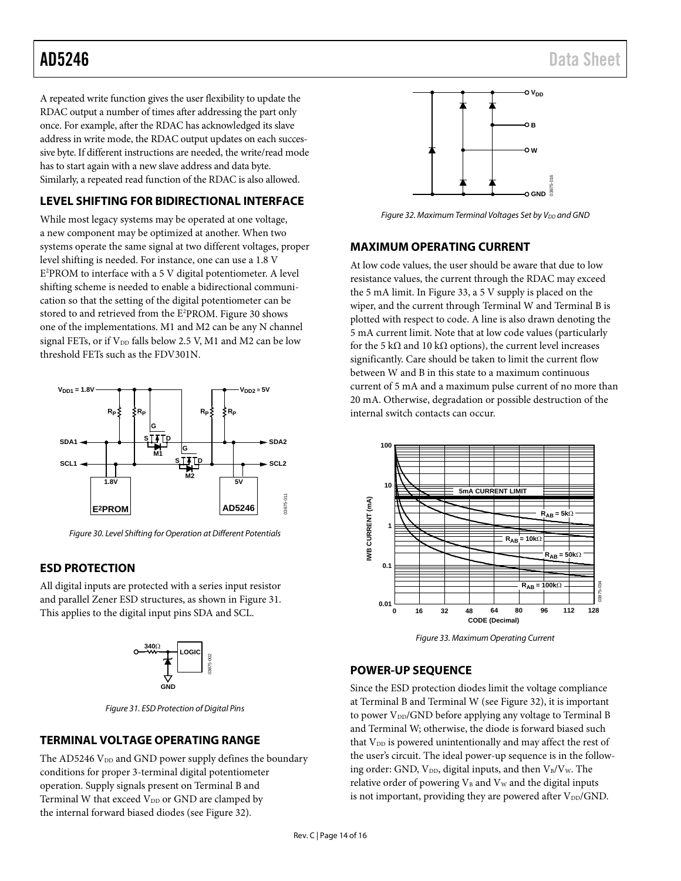A repeated write function gives the user flexibility to update the RDAC output a number of times after addressing the part only once. For example, after the RDAC has acknowledged its slave address in write mode, the RDAC output updates on each successive byte. If different instructions are needed, the write/read mode has to start again with a new slave address and data byte. Similarly, a repeated read function of the RDAC is also allowed.

## LEVEL SHIFTING FOR BIDIRECTIONAL INTERFACE

While most legacy systems may be operated at one voltage, a new component may be optimized at another. When two systems operate the same signal at two different voltages, proper level shifting is needed. For instance, one can use a 1.8 V E²PROM to interface with a 5 V digital potentiometer. A level shifting scheme is needed to enable a bidirectional communication so that the setting of the digital potentiometer can be stored to and retrieved from the E²PROM. Figure 30 shows one of the implementations. M1 and M2 can be any N channel signal FETs, or if $V_{DD}$ falls below 2.5 V, M1 and M2 can be low threshold FETs such as the FDV301N.

Figure 30. Level Shifting for Operation at Different Potentials

## ESD PROTECTION

All digital inputs are protected with a series input resistor and parallel Zener ESD structures, as shown in Figure 31. This applies to the digital input pins SDA and SCL.

Figure 31. ESD Protection of Digital Pins

## TERMINAL VOLTAGE OPERATING RANGE

The AD5246 $V_{DD}$ and GND power supply defines the boundary conditions for proper 3-terminal digital potentiometer operation. Supply signals present on Terminal B and Terminal W that exceed $V_{DD}$ or GND are clamped by the internal forward biased diodes (see Figure 32).

Figure 32. Maximum Terminal Voltages Set by $V_{DD}$ and GND

## MAXIMUM OPERATING CURRENT

At low code values, the user should be aware that due to low resistance values, the current through the RDAC may exceed the 5 mA limit. In Figure 33, a 5 V supply is placed on the wiper, and the current through Terminal W and Terminal B is plotted with respect to code. A line is also drawn denoting the 5 mA current limit. Note that at low code values (particularly for the 5 kΩ and 10 kΩ options), the current level increases significantly. Care should be taken to limit the current flow between W and B in this state to a maximum continuous current of 5 mA and a maximum pulse current of no more than 20 mA. Otherwise, degradation or possible destruction of the internal switch contacts can occur.

Figure 33. Maximum Operating Current

## POWER-UP SEQUENCE

Since the ESD protection diodes limit the voltage compliance at Terminal B and Terminal W (see Figure 32), it is important to power $V_{DD}$/GND before applying any voltage to Terminal B and Terminal W; otherwise, the diode is forward biased such that $V_{DD}$ is powered unintentionally and may affect the rest of the user's circuit. The ideal power-up sequence is in the following order: GND, $V_{DD}$, digital inputs, and then $V_B$/$V_W$. The relative order of powering $V_B$ and $V_W$ and the digital inputs is not important, providing they are powered after $V_{DD}$/GND.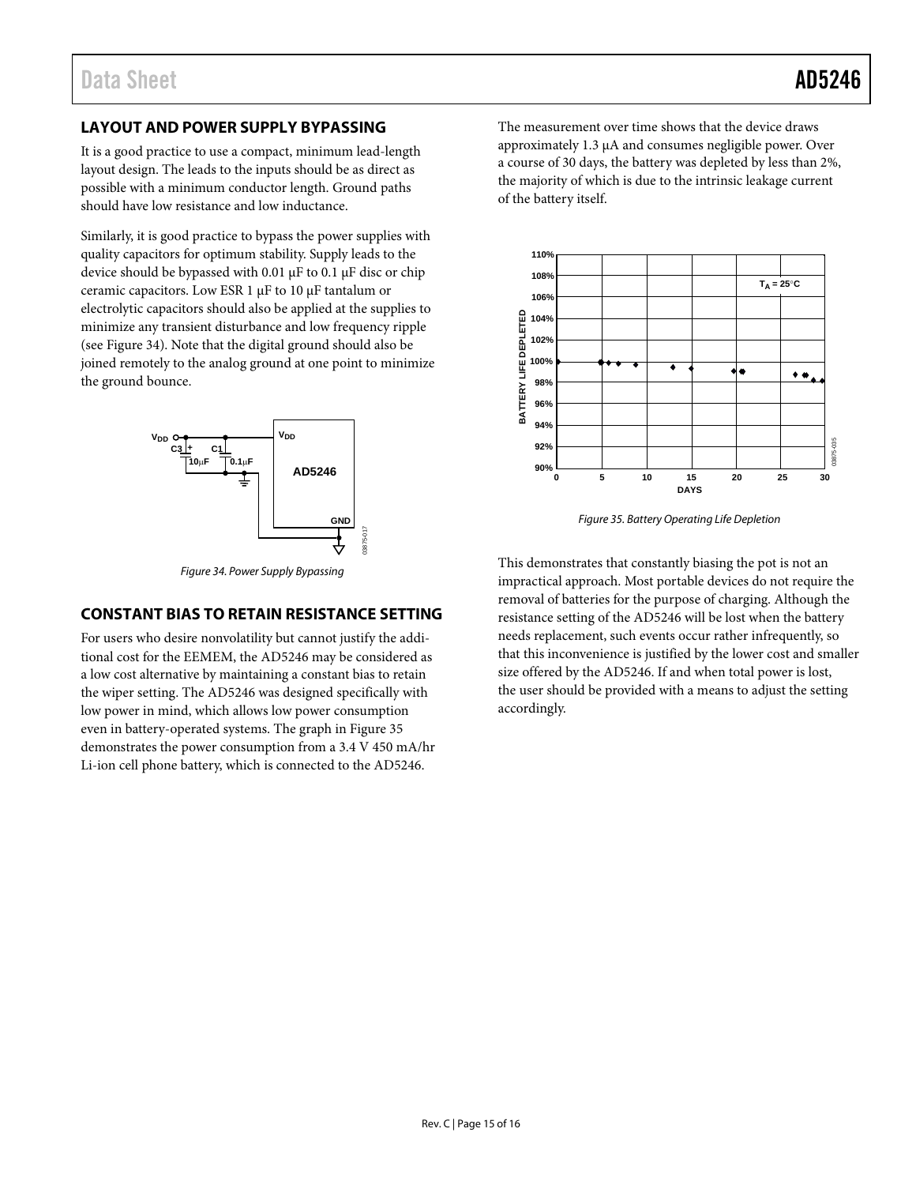## LAYOUT AND POWER SUPPLY BYPASSING

It is a good practice to use a compact, minimum lead-length layout design. The leads to the inputs should be as direct as possible with a minimum conductor length. Ground paths should have low resistance and low inductance.

Similarly, it is good practice to bypass the power supplies with quality capacitors for optimum stability. Supply leads to the device should be bypassed with 0.01 µF to 0.1 µF disc or chip ceramic capacitors. Low ESR 1 µF to 10 µF tantalum or electrolytic capacitors should also be applied at the supplies to minimize any transient disturbance and low frequency ripple (see Figure 34). Note that the digital ground should also be joined remotely to the analog ground at one point to minimize the ground bounce.

*Figure 34. Power Supply Bypassing*

## CONSTANT BIAS TO RETAIN RESISTANCE SETTING

For users who desire nonvolatility but cannot justify the additional cost for the EEMEM, the AD5246 may be considered as a low cost alternative by maintaining a constant bias to retain the wiper setting. The AD5246 was designed specifically with low power in mind, which allows low power consumption even in battery-operated systems. The graph in Figure 35 demonstrates the power consumption from a 3.4 V 450 mA/hr Li-ion cell phone battery, which is connected to the AD5246.

The measurement over time shows that the device draws approximately 1.3 µA and consumes negligible power. Over a course of 30 days, the battery was depleted by less than 2%, the majority of which is due to the intrinsic leakage current of the battery itself.

*Figure 35. Battery Operating Life Depletion*

This demonstrates that constantly biasing the pot is not an impractical approach. Most portable devices do not require the removal of batteries for the purpose of charging. Although the resistance setting of the AD5246 will be lost when the battery needs replacement, such events occur rather infrequently, so that this inconvenience is justified by the lower cost and smaller size offered by the AD5246. If and when total power is lost, the user should be provided with a means to adjust the setting accordingly.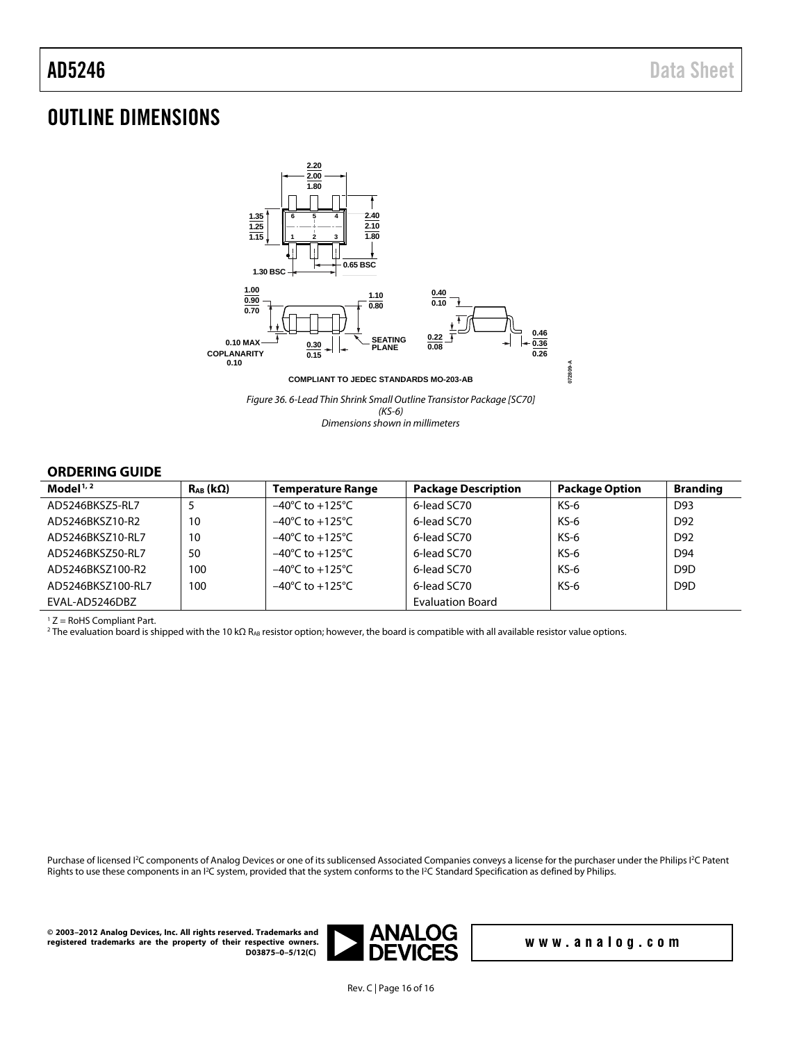## OUTLINE DIMENSIONS

2.20
2.00
1.80

1.35
1.25
1.15

6 5 4

1 2 3

2.40
2.10
1.80

0.65 BSC

1.30 BSC

1.00
0.90
0.70

1.10
0.80

0.40
0.10

0.10 MAX

COPLANARITY
0.10

0.30
0.15

SEATING PLANE

0.22
0.08

0.46
0.36
0.26

COMPLIANT TO JEDEC STANDARDS MO-203-AB

072809-A

*Figure 36. 6-Lead Thin Shrink Small Outline Transistor Package [SC70] (KS-6)*
*Dimensions shown in millimeters*

### ORDERING GUIDE

| Model[1, 2] | $R_{AB}$ (kΩ) | Temperature Range | Package Description | Package Option | Branding |
|---|---|---|---|---|---|
| AD5246BKSZ5-RL7 | 5 | −40°C to +125°C | 6-lead SC70 | KS-6 | D93 |
| AD5246BKSZ10-R2 | 10 | −40°C to +125°C | 6-lead SC70 | KS-6 | D92 |
| AD5246BKSZ10-RL7 | 10 | −40°C to +125°C | 6-lead SC70 | KS-6 | D92 |
| AD5246BKSZ50-RL7 | 50 | −40°C to +125°C | 6-lead SC70 | KS-6 | D94 |
| AD5246BKSZ100-R2 | 100 | −40°C to +125°C | 6-lead SC70 | KS-6 | D9D |
| AD5246BKSZ100-RL7 | 100 | −40°C to +125°C | 6-lead SC70 | KS-6 | D9D |
| EVAL-AD5246DBZ | | | Evaluation Board | | |

[1] Z = RoHS Compliant Part.
[2] The evaluation board is shipped with the 10 kΩ $R_{AB}$ resistor option; however, the board is compatible with all available resistor value options.

Purchase of licensed I²C components of Analog Devices or one of its sublicensed Associated Companies conveys a license for the purchaser under the Philips I²C Patent Rights to use these components in an I²C system, provided that the system conforms to the I²C Standard Specification as defined by Philips.

© 2003–2012 Analog Devices, Inc. All rights reserved. Trademarks and registered trademarks are the property of their respective owners.
D03875–0–5/12(C)